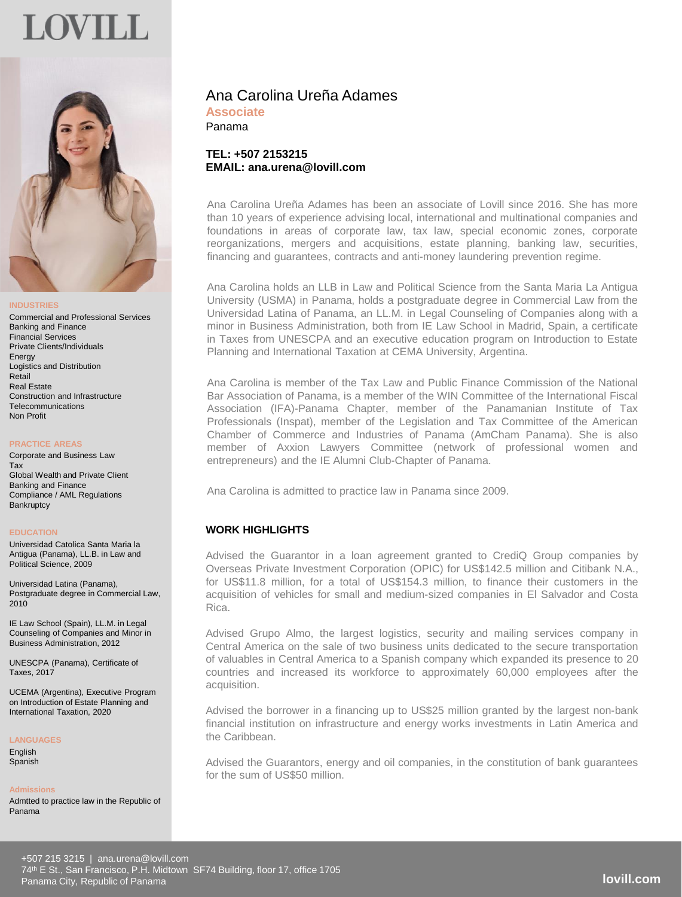# LOVILL

## Ana Carolina Ureña Adames

**Associate**

Panama

**TEL: +507 2153215**
**EMAIL: ana.urena@lovill.com**

Ana Carolina Ureña Adames has been an associate of Lovill since 2016. She has more than 10 years of experience advising local, international and multinational companies and foundations in areas of corporate law, tax law, special economic zones, corporate reorganizations, mergers and acquisitions, estate planning, banking law, securities, financing and guarantees, contracts and anti-money laundering prevention regime.

Ana Carolina holds an LLB in Law and Political Science from the Santa Maria La Antigua University (USMA) in Panama, holds a postgraduate degree in Commercial Law from the Universidad Latina of Panama, an LL.M. in Legal Counseling of Companies along with a minor in Business Administration, both from IE Law School in Madrid, Spain, a certificate in Taxes from UNESCPA and an executive education program on Introduction to Estate Planning and International Taxation at CEMA University, Argentina.

Ana Carolina is member of the Tax Law and Public Finance Commission of the National Bar Association of Panama, is a member of the WIN Committee of the International Fiscal Association (IFA)-Panama Chapter, member of the Panamanian Institute of Tax Professionals (Inspat), member of the Legislation and Tax Committee of the American Chamber of Commerce and Industries of Panama (AmCham Panama). She is also member of Axxion Lawyers Committee (network of professional women and entrepreneurs) and the IE Alumni Club-Chapter of Panama.

Ana Carolina is admitted to practice law in Panama since 2009.

### WORK HIGHLIGHTS

Advised the Guarantor in a loan agreement granted to CrediQ Group companies by Overseas Private Investment Corporation (OPIC) for US$142.5 million and Citibank N.A., for US$11.8 million, for a total of US$154.3 million, to finance their customers in the acquisition of vehicles for small and medium-sized companies in El Salvador and Costa Rica.

Advised Grupo Almo, the largest logistics, security and mailing services company in Central America on the sale of two business units dedicated to the secure transportation of valuables in Central America to a Spanish company which expanded its presence to 20 countries and increased its workforce to approximately 60,000 employees after the acquisition.

Advised the borrower in a financing up to US$25 million granted by the largest non-bank financial institution on infrastructure and energy works investments in Latin America and the Caribbean.

Advised the Guarantors, energy and oil companies, in the constitution of bank guarantees for the sum of US$50 million.

### INDUSTRIES

Commercial and Professional Services
Banking and Finance
Financial Services
Private Clients/Individuals
Energy
Logistics and Distribution
Retail
Real Estate
Construction and Infrastructure
Telecommunications
Non Profit

### PRACTICE AREAS

Corporate and Business Law
Tax
Global Wealth and Private Client
Banking and Finance
Compliance / AML Regulations
Bankruptcy

### EDUCATION

Universidad Catolica Santa Maria la Antigua (Panama), LL.B. in Law and Political Science, 2009

Universidad Latina (Panama), Postgraduate degree in Commercial Law, 2010

IE Law School (Spain), LL.M. in Legal Counseling of Companies and Minor in Business Administration, 2012

UNESCPA (Panama), Certificate of Taxes, 2017

UCEMA (Argentina), Executive Program on Introduction of Estate Planning and International Taxation, 2020

### LANGUAGES

English
Spanish

### Admissions

Admtted to practice law in the Republic of Panama

+507 215 3215 | ana.urena@lovill.com
74th E St., San Francisco, P.H. Midtown SF74 Building, floor 17, office 1705
Panama City, Republic of Panama

lovill.com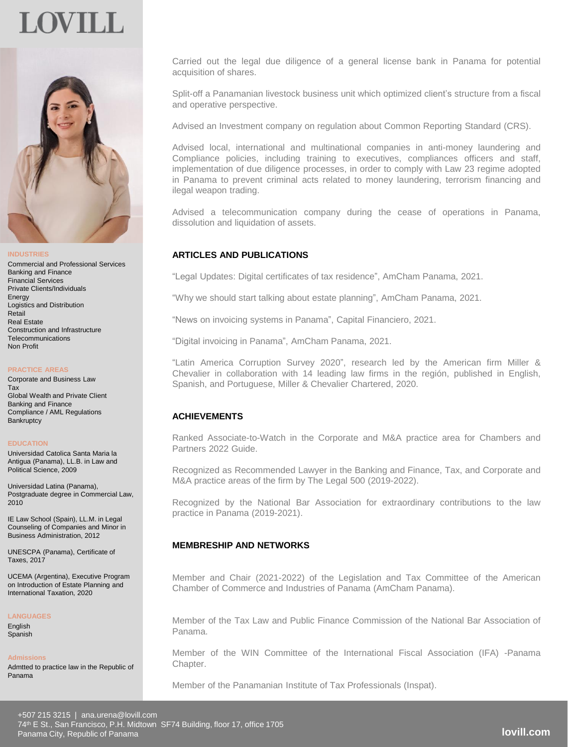# LOVILL

**INDUSTRIES**

Commercial and Professional Services
Banking and Finance
Financial Services
Private Clients/Individuals
Energy
Logistics and Distribution
Retail
Real Estate
Construction and Infrastructure
Telecommunications
Non Profit

**PRACTICE AREAS**

Corporate and Business Law
Tax
Global Wealth and Private Client
Banking and Finance
Compliance / AML Regulations
Bankruptcy

**EDUCATION**

Universidad Catolica Santa Maria la Antigua (Panama), LL.B. in Law and Political Science, 2009

Universidad Latina (Panama), Postgraduate degree in Commercial Law, 2010

IE Law School (Spain), LL.M. in Legal Counseling of Companies and Minor in Business Administration, 2012

UNESCPA (Panama), Certificate of Taxes, 2017

UCEMA (Argentina), Executive Program on Introduction of Estate Planning and International Taxation, 2020

**LANGUAGES**

English
Spanish

**Admissions**

Admtted to practice law in the Republic of Panama

Carried out the legal due diligence of a general license bank in Panama for potential acquisition of shares.

Split-off a Panamanian livestock business unit which optimized client's structure from a fiscal and operative perspective.

Advised an Investment company on regulation about Common Reporting Standard (CRS).

Advised local, international and multinational companies in anti-money laundering and Compliance policies, including training to executives, compliances officers and staff, implementation of due diligence processes, in order to comply with Law 23 regime adopted in Panama to prevent criminal acts related to money laundering, terrorism financing and ilegal weapon trading.

Advised a telecommunication company during the cease of operations in Panama, dissolution and liquidation of assets.

## ARTICLES AND PUBLICATIONS

"Legal Updates: Digital certificates of tax residence", AmCham Panama, 2021.

"Why we should start talking about estate planning", AmCham Panama, 2021.

"News on invoicing systems in Panama", Capital Financiero, 2021.

"Digital invoicing in Panama", AmCham Panama, 2021.

"Latin America Corruption Survey 2020", research led by the American firm Miller & Chevalier in collaboration with 14 leading law firms in the región, published in English, Spanish, and Portuguese, Miller & Chevalier Chartered, 2020.

## ACHIEVEMENTS

Ranked Associate-to-Watch in the Corporate and M&A practice area for Chambers and Partners 2022 Guide.

Recognized as Recommended Lawyer in the Banking and Finance, Tax, and Corporate and M&A practice areas of the firm by The Legal 500 (2019-2022).

Recognized by the National Bar Association for extraordinary contributions to the law practice in Panama (2019-2021).

## MEMBRESHIP AND NETWORKS

Member and Chair (2021-2022) of the Legislation and Tax Committee of the American Chamber of Commerce and Industries of Panama (AmCham Panama).

Member of the Tax Law and Public Finance Commission of the National Bar Association of Panama.

Member of the WIN Committee of the International Fiscal Association (IFA) -Panama Chapter.

Member of the Panamanian Institute of Tax Professionals (Inspat).

+507 215 3215 | ana.urena@lovill.com
74th E St., San Francisco, P.H. Midtown SF74 Building, floor 17, office 1705
Panama City, Republic of Panama

lovill.com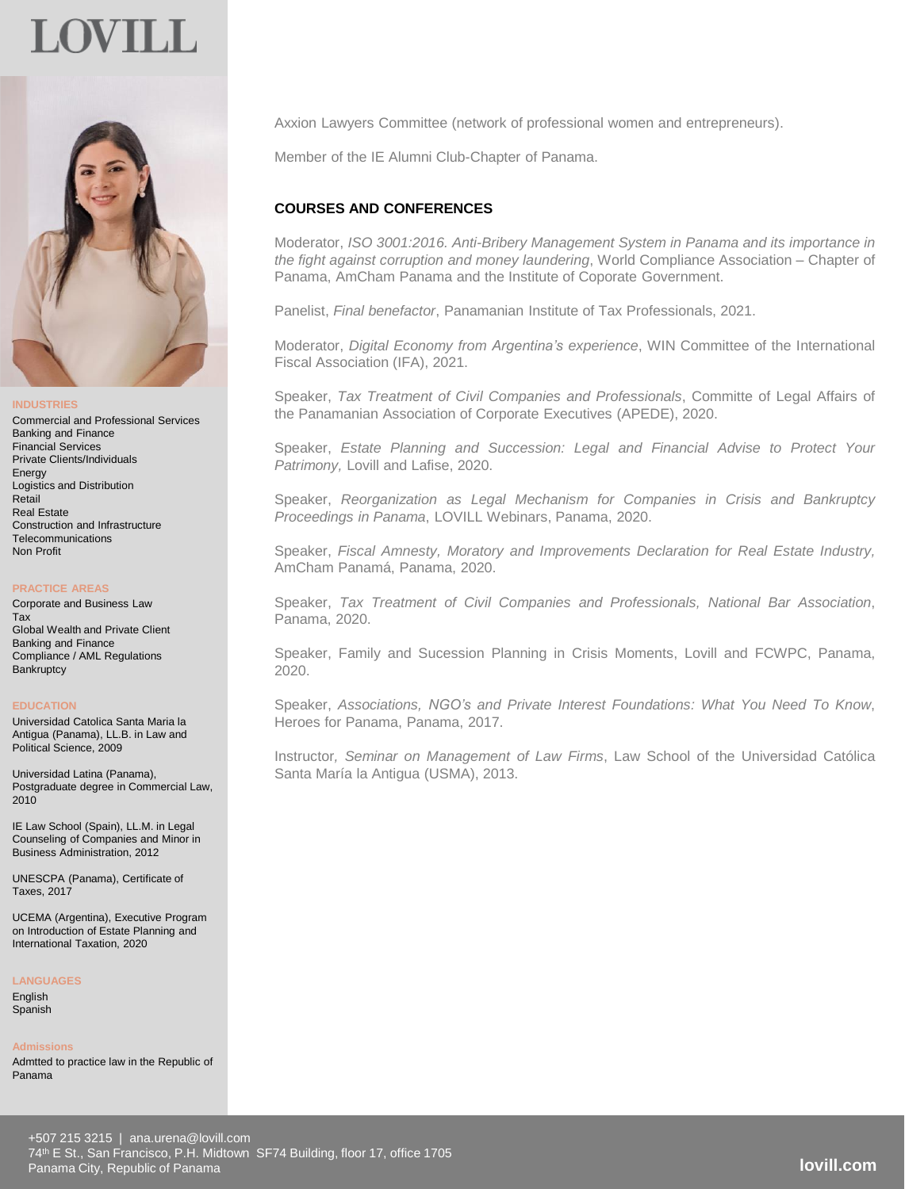# LOVILL

**INDUSTRIES**

Commercial and Professional Services
Banking and Finance
Financial Services
Private Clients/Individuals
Energy
Logistics and Distribution
Retail
Real Estate
Construction and Infrastructure
Telecommunications
Non Profit

**PRACTICE AREAS**

Corporate and Business Law
Tax
Global Wealth and Private Client
Banking and Finance
Compliance / AML Regulations
Bankruptcy

**EDUCATION**

Universidad Catolica Santa Maria la Antigua (Panama), LL.B. in Law and Political Science, 2009

Universidad Latina (Panama), Postgraduate degree in Commercial Law, 2010

IE Law School (Spain), LL.M. in Legal Counseling of Companies and Minor in Business Administration, 2012

UNESCPA (Panama), Certificate of Taxes, 2017

UCEMA (Argentina), Executive Program on Introduction of Estate Planning and International Taxation, 2020

**LANGUAGES**

English
Spanish

**Admissions**

Admtted to practice law in the Republic of Panama

Axxion Lawyers Committee (network of professional women and entrepreneurs).

Member of the IE Alumni Club-Chapter of Panama.

## COURSES AND CONFERENCES

Moderator, *ISO 3001:2016. Anti-Bribery Management System in Panama and its importance in the fight against corruption and money laundering*, World Compliance Association – Chapter of Panama, AmCham Panama and the Institute of Coporate Government.

Panelist, *Final benefactor*, Panamanian Institute of Tax Professionals, 2021.

Moderator, *Digital Economy from Argentina's experience*, WIN Committee of the International Fiscal Association (IFA), 2021.

Speaker, *Tax Treatment of Civil Companies and Professionals*, Committe of Legal Affairs of the Panamanian Association of Corporate Executives (APEDE), 2020.

Speaker, *Estate Planning and Succession: Legal and Financial Advise to Protect Your Patrimony,* Lovill and Lafise, 2020.

Speaker, *Reorganization as Legal Mechanism for Companies in Crisis and Bankruptcy Proceedings in Panama*, LOVILL Webinars, Panama, 2020.

Speaker, *Fiscal Amnesty, Moratory and Improvements Declaration for Real Estate Industry,* AmCham Panamá, Panama, 2020.

Speaker, *Tax Treatment of Civil Companies and Professionals, National Bar Association*, Panama, 2020.

Speaker, Family and Sucession Planning in Crisis Moments, Lovill and FCWPC, Panama, 2020.

Speaker, *Associations, NGO's and Private Interest Foundations: What You Need To Know*, Heroes for Panama, Panama, 2017.

Instructor*, Seminar on Management of Law Firms*, Law School of the Universidad Católica Santa María la Antigua (USMA), 2013.

+507 215 3215 | ana.urena@lovill.com
74th E St., San Francisco, P.H. Midtown SF74 Building, floor 17, office 1705
Panama City, Republic of Panama

lovill.com